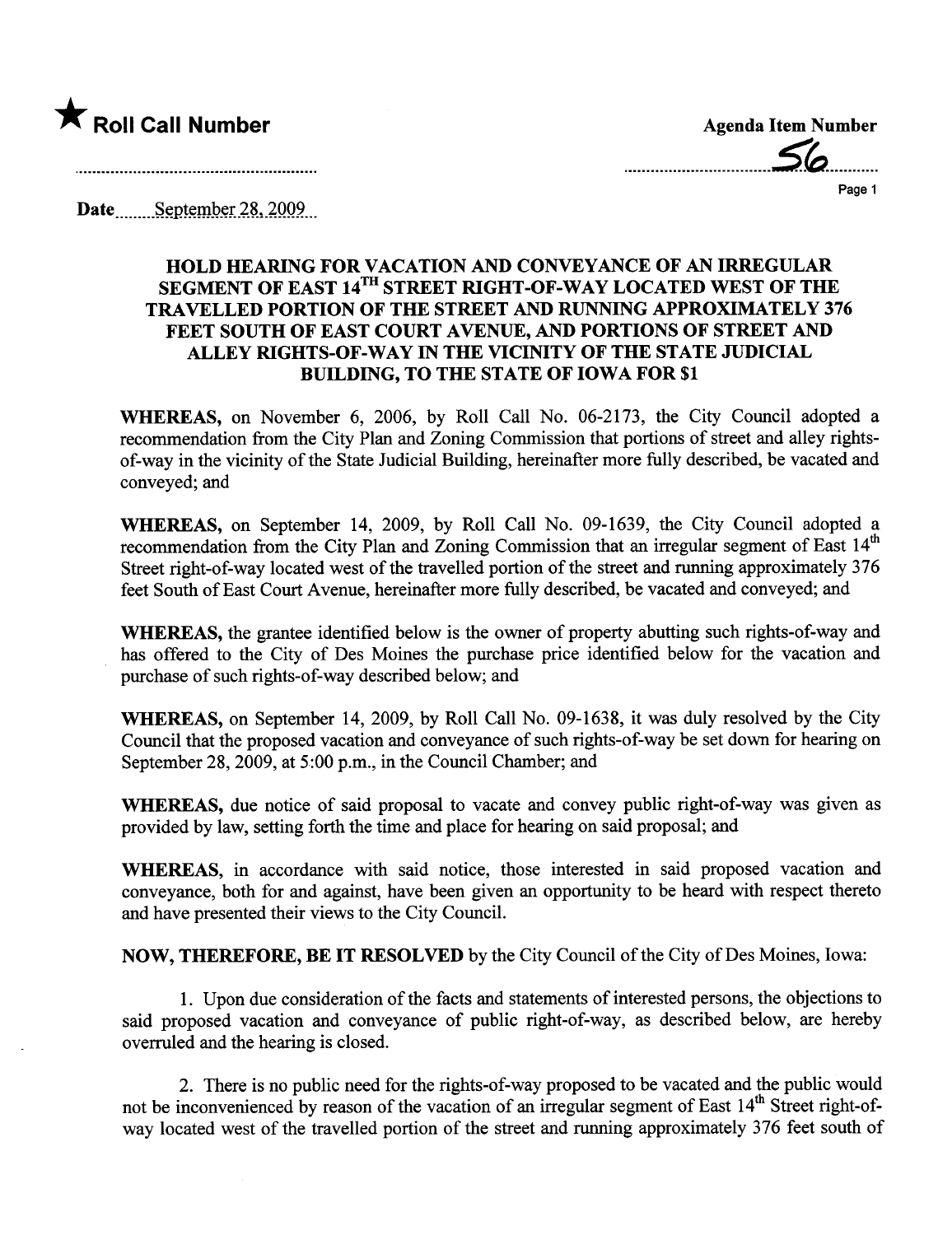★ **Roll Call Number**

**Agenda Item Number**

56

Date September 28, 2009

## HOLD HEARING FOR VACATION AND CONVEYANCE OF AN IRREGULAR SEGMENT OF EAST 14TH STREET RIGHT-OF-WAY LOCATED WEST OF THE TRAVELLED PORTION OF THE STREET AND RUNNING APPROXIMATELY 376 FEET SOUTH OF EAST COURT AVENUE, AND PORTIONS OF STREET AND ALLEY RIGHTS-OF-WAY IN THE VICINITY OF THE STATE JUDICIAL BUILDING, TO THE STATE OF IOWA FOR $1

**WHEREAS,** on November 6, 2006, by Roll Call No. 06-2173, the City Council adopted a recommendation from the City Plan and Zoning Commission that portions of street and alley rights-of-way in the vicinity of the State Judicial Building, hereinafter more fully described, be vacated and conveyed; and

**WHEREAS,** on September 14, 2009, by Roll Call No. 09-1639, the City Council adopted a recommendation from the City Plan and Zoning Commission that an irregular segment of East 14th Street right-of-way located west of the travelled portion of the street and running approximately 376 feet South of East Court Avenue, hereinafter more fully described, be vacated and conveyed; and

**WHEREAS,** the grantee identified below is the owner of property abutting such rights-of-way and has offered to the City of Des Moines the purchase price identified below for the vacation and purchase of such rights-of-way described below; and

**WHEREAS,** on September 14, 2009, by Roll Call No. 09-1638, it was duly resolved by the City Council that the proposed vacation and conveyance of such rights-of-way be set down for hearing on September 28, 2009, at 5:00 p.m., in the Council Chamber; and

**WHEREAS,** due notice of said proposal to vacate and convey public right-of-way was given as provided by law, setting forth the time and place for hearing on said proposal; and

**WHEREAS,** in accordance with said notice, those interested in said proposed vacation and conveyance, both for and against, have been given an opportunity to be heard with respect thereto and have presented their views to the City Council.

**NOW, THEREFORE, BE IT RESOLVED** by the City Council of the City of Des Moines, Iowa:

1. Upon due consideration of the facts and statements of interested persons, the objections to said proposed vacation and conveyance of public right-of-way, as described below, are hereby overruled and the hearing is closed.

2. There is no public need for the rights-of-way proposed to be vacated and the public would not be inconvenienced by reason of the vacation of an irregular segment of East 14th Street right-of-way located west of the travelled portion of the street and running approximately 376 feet south of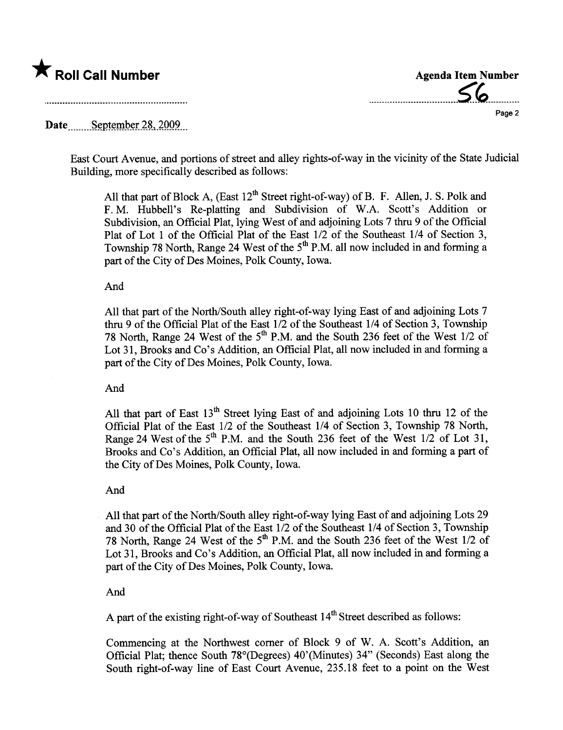★ **Roll Call Number**

**Agenda Item Number**

56

Date September 28, 2009

East Court Avenue, and portions of street and alley rights-of-way in the vicinity of the State Judicial Building, more specifically described as follows:

> All that part of Block A, (East 12th Street right-of-way) of B. F. Allen, J. S. Polk and F. M. Hubbell's Re-platting and Subdivision of W.A. Scott's Addition or Subdivision, an Official Plat, lying West of and adjoining Lots 7 thru 9 of the Official Plat of Lot 1 of the Official Plat of the East 1/2 of the Southeast 1/4 of Section 3, Township 78 North, Range 24 West of the 5th P.M. all now included in and forming a part of the City of Des Moines, Polk County, Iowa.
>
> And
>
> All that part of the North/South alley right-of-way lying East of and adjoining Lots 7 thru 9 of the Official Plat of the East 1/2 of the Southeast 1/4 of Section 3, Township 78 North, Range 24 West of the 5th P.M. and the South 236 feet of the West 1/2 of Lot 31, Brooks and Co's Addition, an Official Plat, all now included in and forming a part of the City of Des Moines, Polk County, Iowa.
>
> And
>
> All that part of East 13th Street lying East of and adjoining Lots 10 thru 12 of the Official Plat of the East 1/2 of the Southeast 1/4 of Section 3, Township 78 North, Range 24 West of the 5th P.M. and the South 236 feet of the West 1/2 of Lot 31, Brooks and Co's Addition, an Official Plat, all now included in and forming a part of the City of Des Moines, Polk County, Iowa.
>
> And
>
> All that part of the North/South alley right-of-way lying East of and adjoining Lots 29 and 30 of the Official Plat of the East 1/2 of the Southeast 1/4 of Section 3, Township 78 North, Range 24 West of the 5th P.M. and the South 236 feet of the West 1/2 of Lot 31, Brooks and Co's Addition, an Official Plat, all now included in and forming a part of the City of Des Moines, Polk County, Iowa.
>
> And
>
> A part of the existing right-of-way of Southeast 14th Street described as follows:
>
> Commencing at the Northwest corner of Block 9 of W. A. Scott's Addition, an Official Plat; thence South 78°(Degrees) 40'(Minutes) 34" (Seconds) East along the South right-of-way line of East Court Avenue, 235.18 feet to a point on the West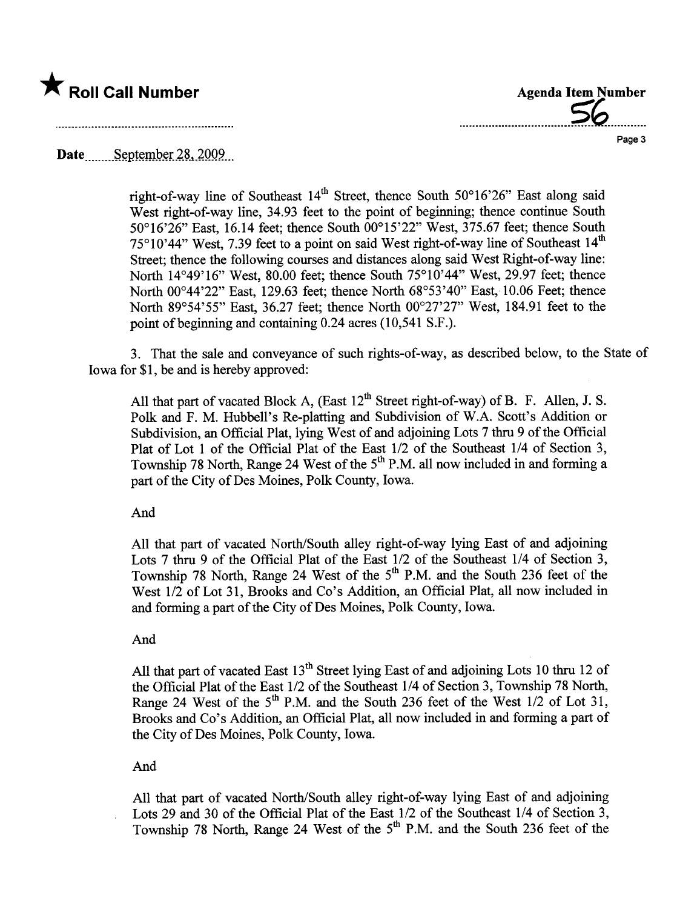right-of-way line of Southeast 14th Street, thence South 50°16'26" East along said West right-of-way line, 34.93 feet to the point of beginning; thence continue South 50°16'26" East, 16.14 feet; thence South 00°15'22" West, 375.67 feet; thence South 75°10'44" West, 7.39 feet to a point on said West right-of-way line of Southeast 14th Street; thence the following courses and distances along said West Right-of-way line: North 14°49'16" West, 80.00 feet; thence South 75°10'44" West, 29.97 feet; thence North 00°44'22" East, 129.63 feet; thence North 68°53'40" East, 10.06 Feet; thence North 89°54'55" East, 36.27 feet; thence North 00°27'27" West, 184.91 feet to the point of beginning and containing 0.24 acres (10,541 S.F.).

3. That the sale and conveyance of such rights-of-way, as described below, to the State of Iowa for $1, be and is hereby approved:

All that part of vacated Block A, (East 12th Street right-of-way) of B. F. Allen, J. S. Polk and F. M. Hubbell's Re-platting and Subdivision of W.A. Scott's Addition or Subdivision, an Official Plat, lying West of and adjoining Lots 7 thru 9 of the Official Plat of Lot 1 of the Official Plat of the East 1/2 of the Southeast 1/4 of Section 3, Township 78 North, Range 24 West of the 5th P.M. all now included in and forming a part of the City of Des Moines, Polk County, Iowa.

And

All that part of vacated North/South alley right-of-way lying East of and adjoining Lots 7 thru 9 of the Official Plat of the East 1/2 of the Southeast 1/4 of Section 3, Township 78 North, Range 24 West of the 5th P.M. and the South 236 feet of the West 1/2 of Lot 31, Brooks and Co's Addition, an Official Plat, all now included in and forming a part of the City of Des Moines, Polk County, Iowa.

And

All that part of vacated East 13th Street lying East of and adjoining Lots 10 thru 12 of the Official Plat of the East 1/2 of the Southeast 1/4 of Section 3, Township 78 North, Range 24 West of the 5th P.M. and the South 236 feet of the West 1/2 of Lot 31, Brooks and Co's Addition, an Official Plat, all now included in and forming a part of the City of Des Moines, Polk County, Iowa.

And

All that part of vacated North/South alley right-of-way lying East of and adjoining Lots 29 and 30 of the Official Plat of the East 1/2 of the Southeast 1/4 of Section 3, Township 78 North, Range 24 West of the 5th P.M. and the South 236 feet of the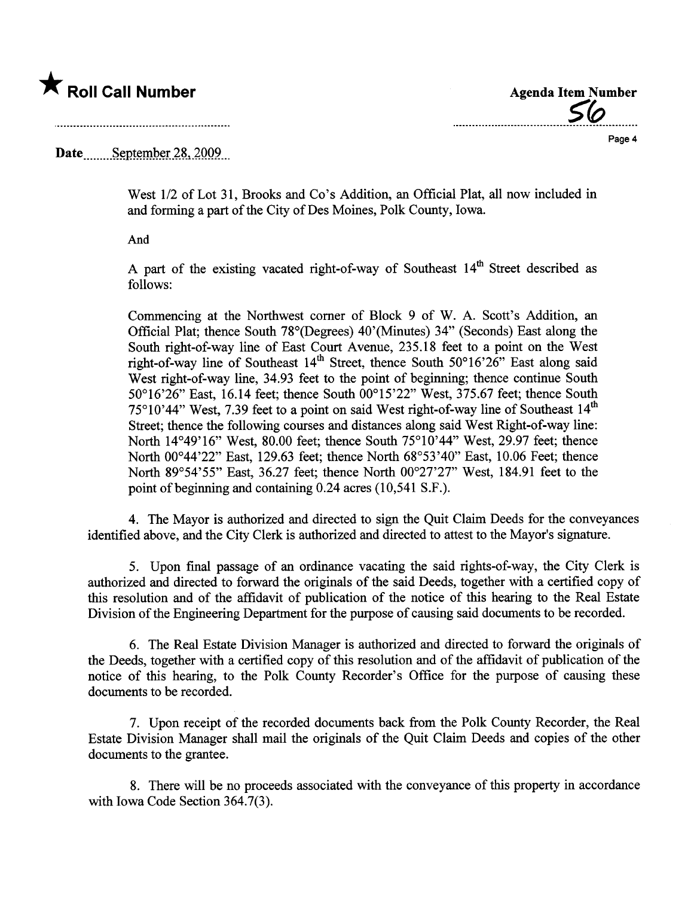★ **Roll Call Number**

**Agenda Item Number**

56

**Date** September 28, 2009

West 1/2 of Lot 31, Brooks and Co's Addition, an Official Plat, all now included in and forming a part of the City of Des Moines, Polk County, Iowa.

And

A part of the existing vacated right-of-way of Southeast 14th Street described as follows:

Commencing at the Northwest corner of Block 9 of W. A. Scott's Addition, an Official Plat; thence South 78°(Degrees) 40'(Minutes) 34" (Seconds) East along the South right-of-way line of East Court Avenue, 235.18 feet to a point on the West right-of-way line of Southeast 14th Street, thence South 50°16'26" East along said West right-of-way line, 34.93 feet to the point of beginning; thence continue South 50°16'26" East, 16.14 feet; thence South 00°15'22" West, 375.67 feet; thence South 75°10'44" West, 7.39 feet to a point on said West right-of-way line of Southeast 14th Street; thence the following courses and distances along said West Right-of-way line: North 14°49'16" West, 80.00 feet; thence South 75°10'44" West, 29.97 feet; thence North 00°44'22" East, 129.63 feet; thence North 68°53'40" East, 10.06 Feet; thence North 89°54'55" East, 36.27 feet; thence North 00°27'27" West, 184.91 feet to the point of beginning and containing 0.24 acres (10,541 S.F.).

4. The Mayor is authorized and directed to sign the Quit Claim Deeds for the conveyances identified above, and the City Clerk is authorized and directed to attest to the Mayor's signature.

5. Upon final passage of an ordinance vacating the said rights-of-way, the City Clerk is authorized and directed to forward the originals of the said Deeds, together with a certified copy of this resolution and of the affidavit of publication of the notice of this hearing to the Real Estate Division of the Engineering Department for the purpose of causing said documents to be recorded.

6. The Real Estate Division Manager is authorized and directed to forward the originals of the Deeds, together with a certified copy of this resolution and of the affidavit of publication of the notice of this hearing, to the Polk County Recorder's Office for the purpose of causing these documents to be recorded.

7. Upon receipt of the recorded documents back from the Polk County Recorder, the Real Estate Division Manager shall mail the originals of the Quit Claim Deeds and copies of the other documents to the grantee.

8. There will be no proceeds associated with the conveyance of this property in accordance with Iowa Code Section 364.7(3).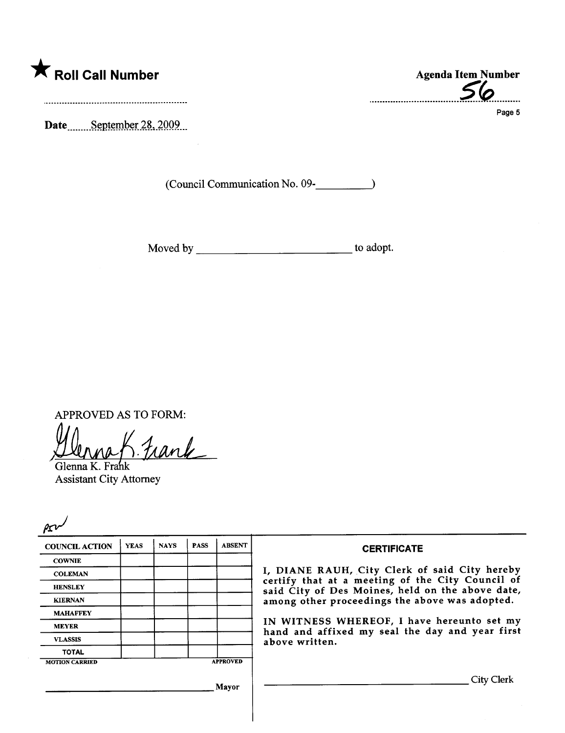★ **Roll Call Number**

..............................................................

**Agenda Item Number**

56

Date September 28, 2009

(Council Communication No. 09-__________)

Moved by ____________________________ to adopt.

APPROVED AS TO FORM:

Glenna K. Frank
Glenna K. Frank
Assistant City Attorney

PSV

| COUNCIL ACTION | YEAS | NAYS | PASS | ABSENT |
|---|---|---|---|---|
| COWNIE | | | | |
| COLEMAN | | | | |
| HENSLEY | | | | |
| KIERNAN | | | | |
| MAHAFFEY | | | | |
| MEYER | | | | |
| VLASSIS | | | | |
| TOTAL | | | | |
| MOTION CARRIED | | | | APPROVED |

____________________________ Mayor

**CERTIFICATE**

I, DIANE RAUH, City Clerk of said City hereby certify that at a meeting of the City Council of said City of Des Moines, held on the above date, among other proceedings the above was adopted.

IN WITNESS WHEREOF, I have hereunto set my hand and affixed my seal the day and year first above written.

____________________________ City Clerk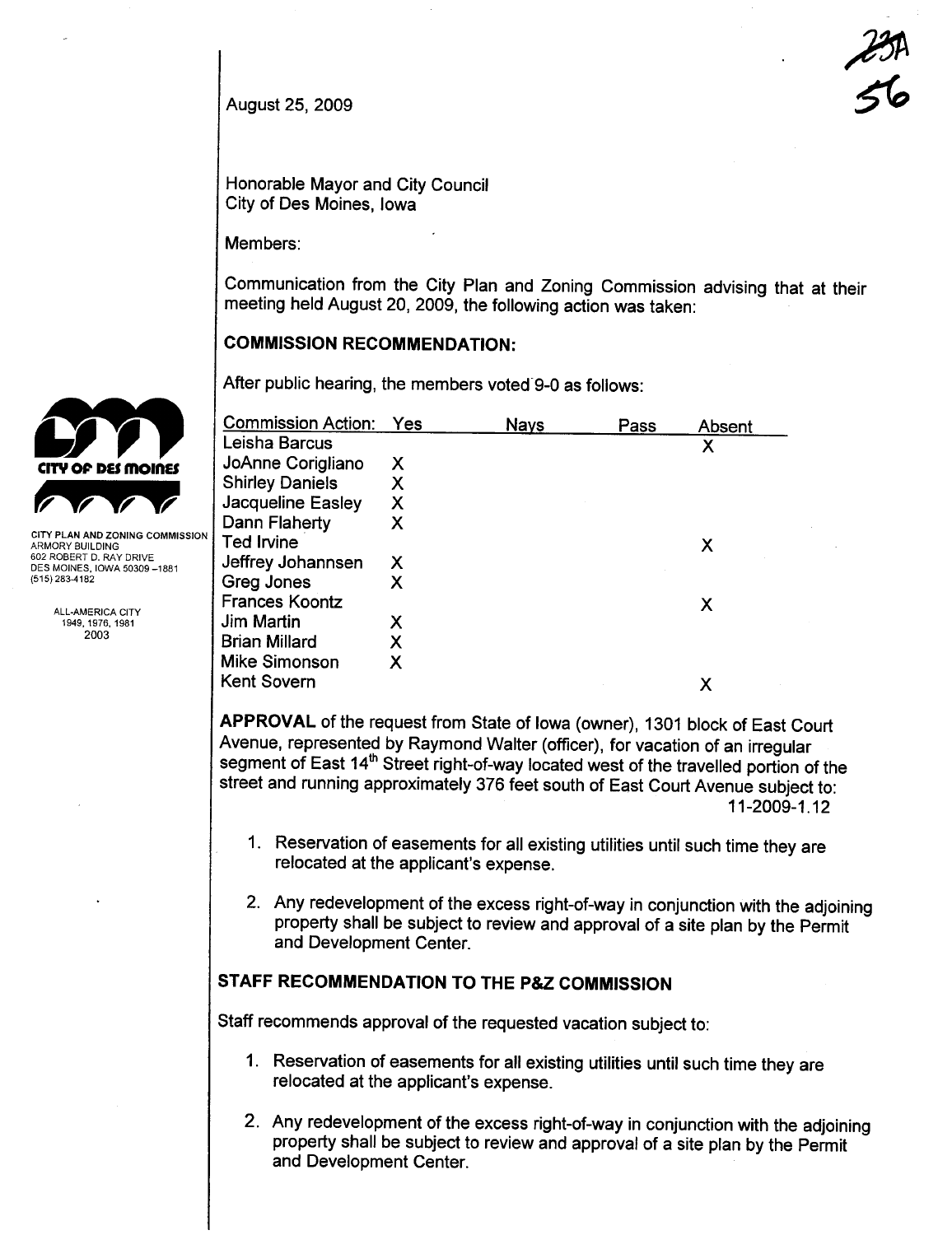23A
56

August 25, 2009

Honorable Mayor and City Council
City of Des Moines, Iowa

Members:

Communication from the City Plan and Zoning Commission advising that at their meeting held August 20, 2009, the following action was taken:

CITY PLAN AND ZONING COMMISSION
ARMORY BUILDING
602 ROBERT D. RAY DRIVE
DES MOINES, IOWA 50309-1881
(515) 283-4182

ALL-AMERICA CITY
1949, 1976, 1981
2003

## COMMISSION RECOMMENDATION:

After public hearing, the members voted 9-0 as follows:

| Commission Action: | Yes | Nays | Pass | Absent |
|---|---|---|---|---|
| Leisha Barcus | | | | X |
| JoAnne Corigliano | X | | | |
| Shirley Daniels | X | | | |
| Jacqueline Easley | X | | | |
| Dann Flaherty | X | | | |
| Ted Irvine | | | | X |
| Jeffrey Johannsen | X | | | |
| Greg Jones | X | | | |
| Frances Koontz | | | | X |
| Jim Martin | X | | | |
| Brian Millard | X | | | |
| Mike Simonson | X | | | |
| Kent Sovern | | | | X |

**APPROVAL** of the request from State of Iowa (owner), 1301 block of East Court Avenue, represented by Raymond Walter (officer), for vacation of an irregular segment of East 14th Street right-of-way located west of the travelled portion of the street and running approximately 376 feet south of East Court Avenue subject to:
11-2009-1.12

1. Reservation of easements for all existing utilities until such time they are relocated at the applicant's expense.

2. Any redevelopment of the excess right-of-way in conjunction with the adjoining property shall be subject to review and approval of a site plan by the Permit and Development Center.

## STAFF RECOMMENDATION TO THE P&Z COMMISSION

Staff recommends approval of the requested vacation subject to:

1. Reservation of easements for all existing utilities until such time they are relocated at the applicant's expense.

2. Any redevelopment of the excess right-of-way in conjunction with the adjoining property shall be subject to review and approval of a site plan by the Permit and Development Center.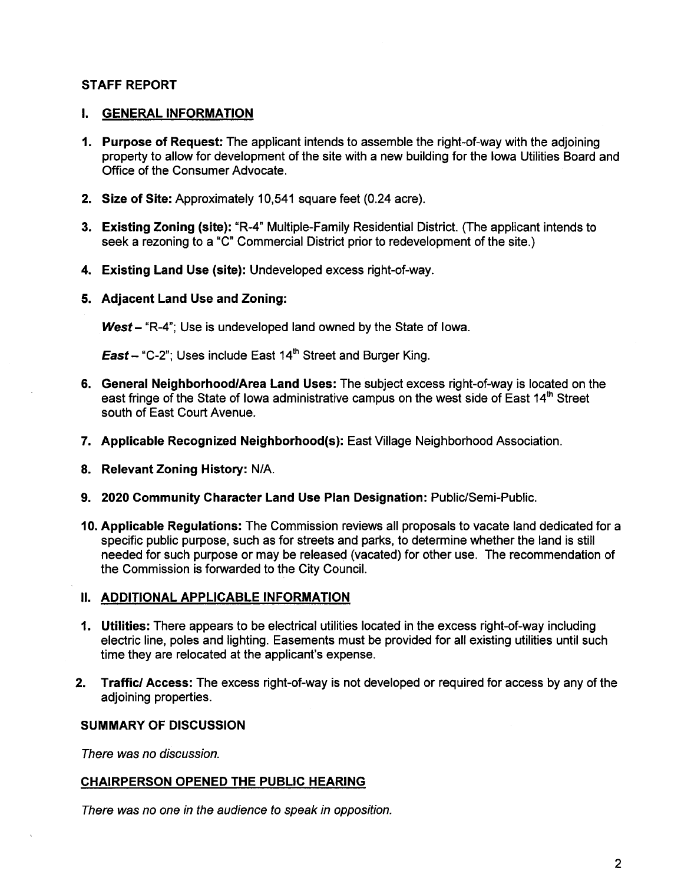## STAFF REPORT

### I. GENERAL INFORMATION

1. **Purpose of Request:** The applicant intends to assemble the right-of-way with the adjoining property to allow for development of the site with a new building for the Iowa Utilities Board and Office of the Consumer Advocate.

2. **Size of Site:** Approximately 10,541 square feet (0.24 acre).

3. **Existing Zoning (site):** "R-4" Multiple-Family Residential District. (The applicant intends to seek a rezoning to a "C" Commercial District prior to redevelopment of the site.)

4. **Existing Land Use (site):** Undeveloped excess right-of-way.

5. **Adjacent Land Use and Zoning:**

   ***West*** – "R-4"; Use is undeveloped land owned by the State of Iowa.

   ***East*** – "C-2"; Uses include East 14th Street and Burger King.

6. **General Neighborhood/Area Land Uses:** The subject excess right-of-way is located on the east fringe of the State of Iowa administrative campus on the west side of East 14th Street south of East Court Avenue.

7. **Applicable Recognized Neighborhood(s):** East Village Neighborhood Association.

8. **Relevant Zoning History:** N/A.

9. **2020 Community Character Land Use Plan Designation:** Public/Semi-Public.

10. **Applicable Regulations:** The Commission reviews all proposals to vacate land dedicated for a specific public purpose, such as for streets and parks, to determine whether the land is still needed for such purpose or may be released (vacated) for other use. The recommendation of the Commission is forwarded to the City Council.

### II. ADDITIONAL APPLICABLE INFORMATION

1. **Utilities:** There appears to be electrical utilities located in the excess right-of-way including electric line, poles and lighting. Easements must be provided for all existing utilities until such time they are relocated at the applicant's expense.

2. **Traffic/ Access:** The excess right-of-way is not developed or required for access by any of the adjoining properties.

### SUMMARY OF DISCUSSION

*There was no discussion.*

### CHAIRPERSON OPENED THE PUBLIC HEARING

*There was no one in the audience to speak in opposition.*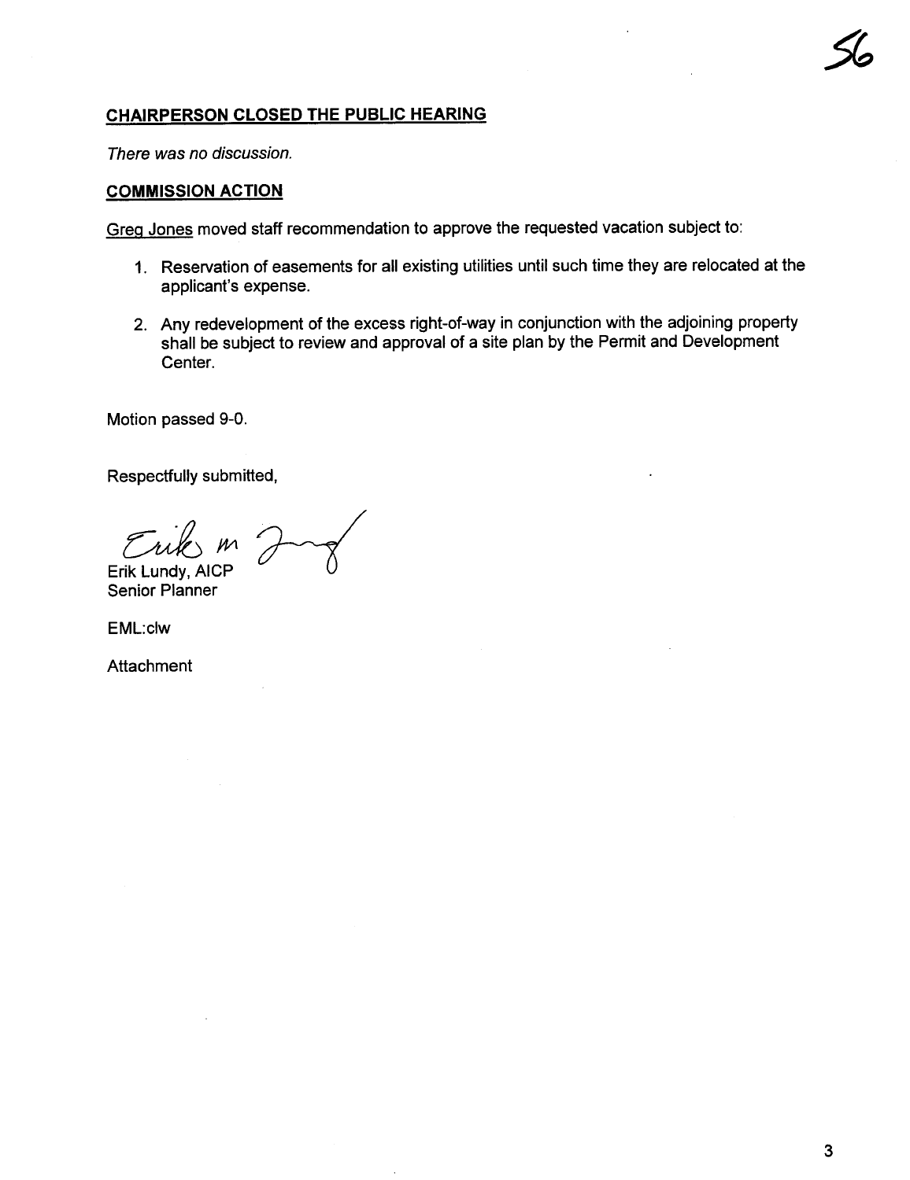**CHAIRPERSON CLOSED THE PUBLIC HEARING**

*There was no discussion.*

**COMMISSION ACTION**

Greg Jones moved staff recommendation to approve the requested vacation subject to:

1. Reservation of easements for all existing utilities until such time they are relocated at the applicant's expense.
2. Any redevelopment of the excess right-of-way in conjunction with the adjoining property shall be subject to review and approval of a site plan by the Permit and Development Center.

Motion passed 9-0.

Respectfully submitted,

Erik Lundy, AICP
Senior Planner

EML:clw

Attachment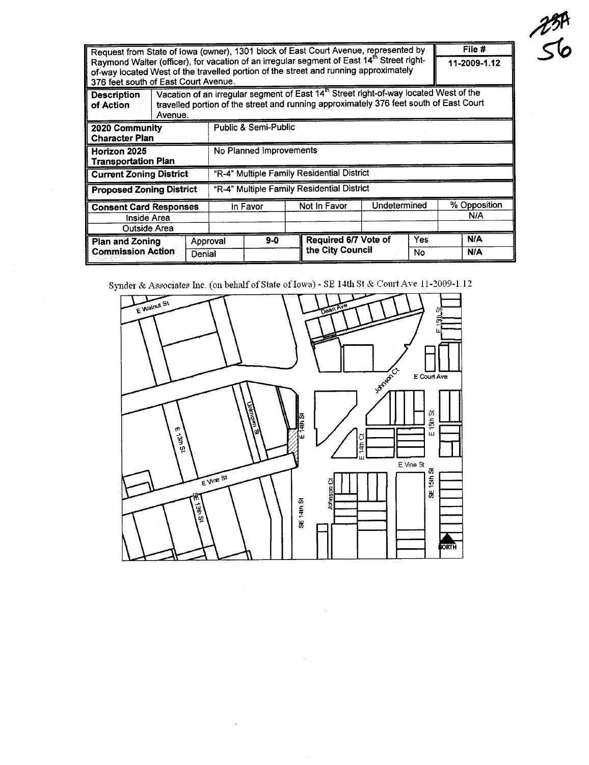23A
56

| Request from State of Iowa (owner), 1301 block of East Court Avenue, represented by Raymond Walter (officer), for vacation of an irregular segment of East 14th Street right-of-way located West of the travelled portion of the street and running approximately 376 feet south of East Court Avenue. | | | | | | | File # 11-2009-1.12 |
|---|---|---|---|---|---|---|---|
| **Description of Action** | Vacation of an irregular segment of East 14th Street right-of-way located West of the travelled portion of the street and running approximately 376 feet south of East Court Avenue. | | | | | | |
| **2020 Community Character Plan** | Public & Semi-Public | | | | | | |
| **Horizon 2025 Transportation Plan** | No Planned Improvements | | | | | | |
| **Current Zoning District** | "R-4" Multiple Family Residential District | | | | | | |
| **Proposed Zoning District** | "R-4" Multiple Family Residential District | | | | | | |
| **Consent Card Responses** | | In Favor | Not In Favor | Undetermined | | | % Opposition |
| Inside Area | | | | | | | N/A |
| Outside Area | | | | | | | |
| **Plan and Zoning Commission Action** | Approval | 9-0 | **Required 6/7 Vote of the City Council** | Yes | | | **N/A** |
| | Denial | | | No | | | **N/A** |

Synder & Associates Inc. (on behalf of State of Iowa) - SE 14th St & Court Ave 11-2009-1.12

E Walnut St
Dean Ave
E 15th St
Johnson Ct
E Court Ave
Unknown St
E 14th St
E 13th St
E 14th Ct
E 15th St
E Vine St
E Vine St
SE 13th St
Johnson Ct
SE 14th St
SE 15th St
NORTH